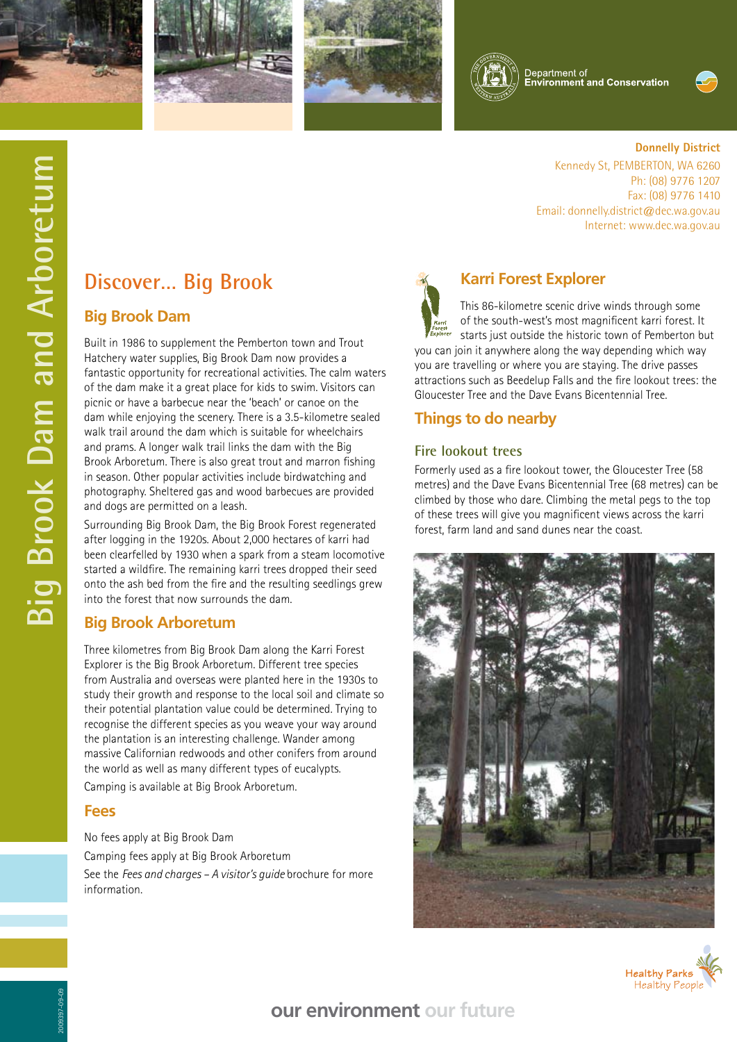# Big Brook Dam and Arboretum

Department of Environment and Conservation

**Donnelly District**
Kennedy St, PEMBERTON, WA 6260
Ph: (08) 9776 1207
Fax: (08) 9776 1410
Email: donnelly.district@dec.wa.gov.au
Internet: www.dec.wa.gov.au

## Discover... Big Brook

### Big Brook Dam

Built in 1986 to supplement the Pemberton town and Trout Hatchery water supplies, Big Brook Dam now provides a fantastic opportunity for recreational activities. The calm waters of the dam make it a great place for kids to swim. Visitors can picnic or have a barbecue near the 'beach' or canoe on the dam while enjoying the scenery. There is a 3.5-kilometre sealed walk trail around the dam which is suitable for wheelchairs and prams. A longer walk trail links the dam with the Big Brook Arboretum. There is also great trout and marron fishing in season. Other popular activities include birdwatching and photography. Sheltered gas and wood barbecues are provided and dogs are permitted on a leash.

Surrounding Big Brook Dam, the Big Brook Forest regenerated after logging in the 1920s. About 2,000 hectares of karri had been clearfelled by 1930 when a spark from a steam locomotive started a wildfire. The remaining karri trees dropped their seed onto the ash bed from the fire and the resulting seedlings grew into the forest that now surrounds the dam.

### Big Brook Arboretum

Three kilometres from Big Brook Dam along the Karri Forest Explorer is the Big Brook Arboretum. Different tree species from Australia and overseas were planted here in the 1930s to study their growth and response to the local soil and climate so their potential plantation value could be determined. Trying to recognise the different species as you weave your way around the plantation is an interesting challenge. Wander among massive Californian redwoods and other conifers from around the world as well as many different types of eucalypts.

Camping is available at Big Brook Arboretum.

### Fees

No fees apply at Big Brook Dam

Camping fees apply at Big Brook Arboretum

See the *Fees and charges – A visitor's guide* brochure for more information.

### Karri Forest Explorer

This 86-kilometre scenic drive winds through some of the south-west's most magnificent karri forest. It starts just outside the historic town of Pemberton but you can join it anywhere along the way depending which way you are travelling or where you are staying. The drive passes attractions such as Beedelup Falls and the fire lookout trees: the Gloucester Tree and the Dave Evans Bicentennial Tree.

## Things to do nearby

### Fire lookout trees

Formerly used as a fire lookout tower, the Gloucester Tree (58 metres) and the Dave Evans Bicentennial Tree (68 metres) can be climbed by those who dare. Climbing the metal pegs to the top of these trees will give you magnificent views across the karri forest, farm land and sand dunes near the coast.

Healthy Parks Healthy People

our environment our future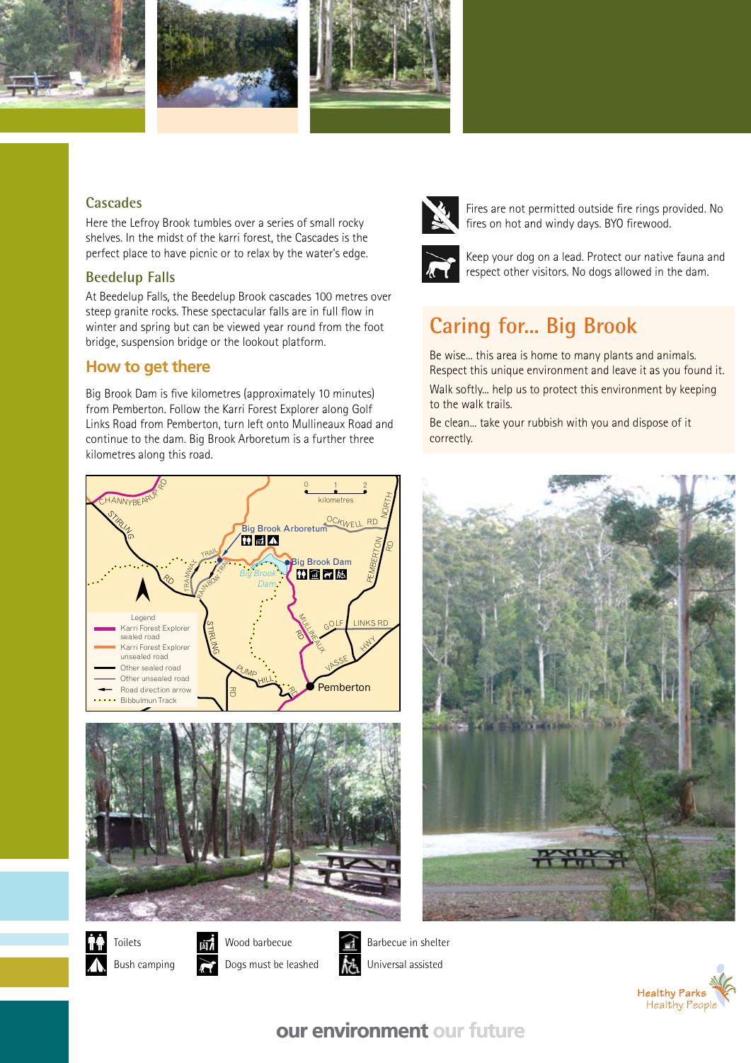## Cascades

Here the Lefroy Brook tumbles over a series of small rocky shelves. In the midst of the karri forest, the Cascades is the perfect place to have picnic or to relax by the water's edge.

## Beedelup Falls

At Beedelup Falls, the Beedelup Brook cascades 100 metres over steep granite rocks. These spectacular falls are in full flow in winter and spring but can be viewed year round from the foot bridge, suspension bridge or the lookout platform.

## How to get there

Big Brook Dam is five kilometres (approximately 10 minutes) from Pemberton. Follow the Karri Forest Explorer along Golf Links Road from Pemberton, turn left onto Mullineaux Road and continue to the dam. Big Brook Arboretum is a further three kilometres along this road.

Legend
Karri Forest Explorer sealed road
Karri Forest Explorer unsealed road
Other sealed road
Other unsealed road
Road direction arrow
Bibbulmun Track

0 1 2
kilometres

Big Brook Arboretum
Big Brook Dam
Pemberton

Fires are not permitted outside fire rings provided. No fires on hot and windy days. BYO firewood.

Keep your dog on a lead. Protect our native fauna and respect other visitors. No dogs allowed in the dam.

## Caring for... Big Brook

Be wise... this area is home to many plants and animals. Respect this unique environment and leave it as you found it.

Walk softly... help us to protect this environment by keeping to the walk trails.

Be clean... take your rubbish with you and dispose of it correctly.

Toilets
Bush camping
Wood barbecue
Dogs must be leashed
Barbecue in shelter
Universal assisted

Healthy Parks Healthy People

our environment our future